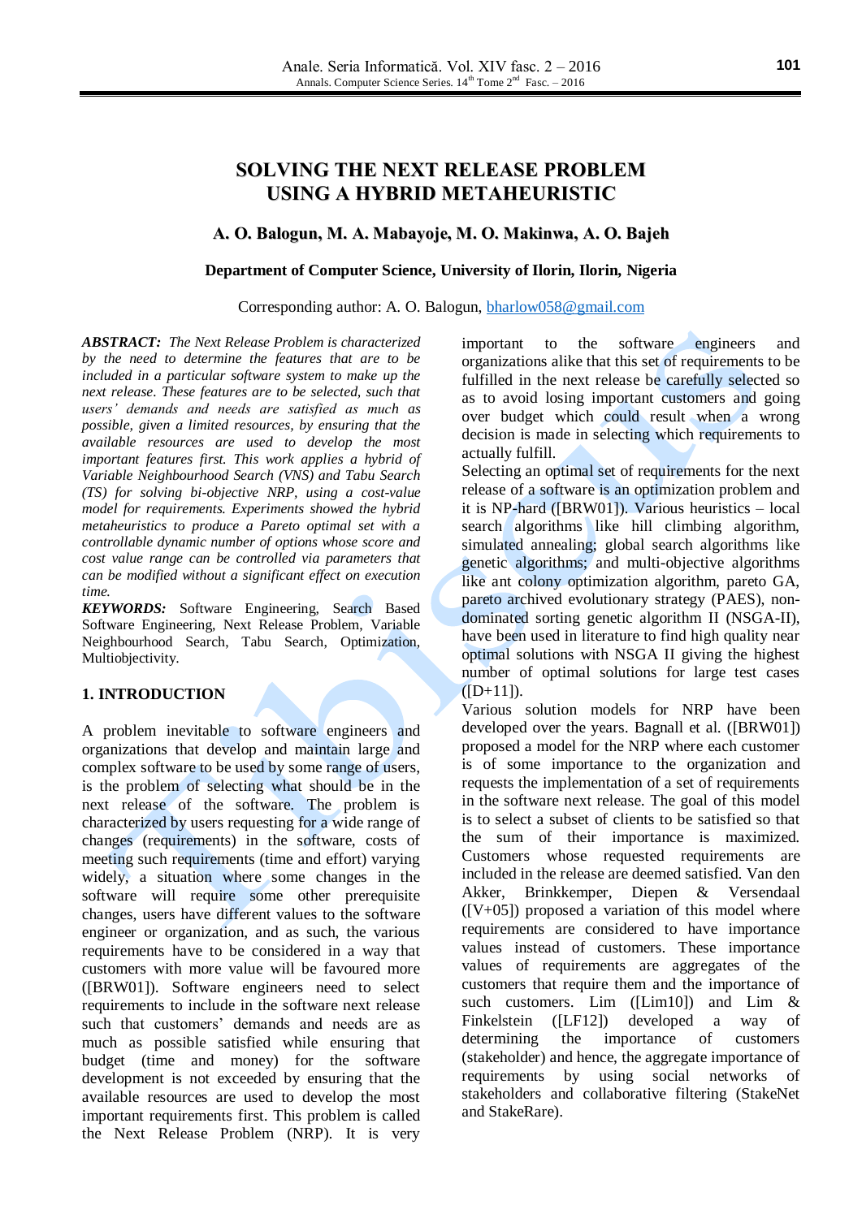# SOLVING THE NEXT RELEASE PROBLEM USING A HYBRID METAHEURISTIC

**A. O. Balogun, M. A. Mabayoje, M. O. Makinwa, A. O. Bajeh**

**Department of Computer Science, University of Ilorin, Ilorin, Nigeria**

Corresponding author: A. O. Balogun, bharlow058@gmail.com

***ABSTRACT:*** *The Next Release Problem is characterized by the need to determine the features that are to be included in a particular software system to make up the next release. These features are to be selected, such that users' demands and needs are satisfied as much as possible, given a limited resources, by ensuring that the available resources are used to develop the most important features first. This work applies a hybrid of Variable Neighbourhood Search (VNS) and Tabu Search (TS) for solving bi-objective NRP, using a cost-value model for requirements. Experiments showed the hybrid metaheuristics to produce a Pareto optimal set with a controllable dynamic number of options whose score and cost value range can be controlled via parameters that can be modified without a significant effect on execution time.*

***KEYWORDS:*** Software Engineering, Search Based Software Engineering, Next Release Problem, Variable Neighbourhood Search, Tabu Search, Optimization, Multiobjectivity.

## 1. INTRODUCTION

A problem inevitable to software engineers and organizations that develop and maintain large and complex software to be used by some range of users, is the problem of selecting what should be in the next release of the software. The problem is characterized by users requesting for a wide range of changes (requirements) in the software, costs of meeting such requirements (time and effort) varying widely, a situation where some changes in the software will require some other prerequisite changes, users have different values to the software engineer or organization, and as such, the various requirements have to be considered in a way that customers with more value will be favoured more ([BRW01]). Software engineers need to select requirements to include in the software next release such that customers' demands and needs are as much as possible satisfied while ensuring that budget (time and money) for the software development is not exceeded by ensuring that the available resources are used to develop the most important requirements first. This problem is called the Next Release Problem (NRP). It is very important to the software engineers and organizations alike that this set of requirements to be fulfilled in the next release be carefully selected so as to avoid losing important customers and going over budget which could result when a wrong decision is made in selecting which requirements to actually fulfill.

Selecting an optimal set of requirements for the next release of a software is an optimization problem and it is NP-hard ([BRW01]). Various heuristics – local search algorithms like hill climbing algorithm, simulated annealing; global search algorithms like genetic algorithms; and multi-objective algorithms like ant colony optimization algorithm, pareto GA, pareto archived evolutionary strategy (PAES), non-dominated sorting genetic algorithm II (NSGA-II), have been used in literature to find high quality near optimal solutions with NSGA II giving the highest number of optimal solutions for large test cases ([D+11]).

Various solution models for NRP have been developed over the years. Bagnall et al. ([BRW01]) proposed a model for the NRP where each customer is of some importance to the organization and requests the implementation of a set of requirements in the software next release. The goal of this model is to select a subset of clients to be satisfied so that the sum of their importance is maximized. Customers whose requested requirements are included in the release are deemed satisfied. Van den Akker, Brinkkemper, Diepen & Versendaal ([V+05]) proposed a variation of this model where requirements are considered to have importance values instead of customers. These importance values of requirements are aggregates of the importance of customers that require them and the importance of such customers. Lim ([Lim10]) and Lim & Finkelstein ([LF12]) developed a way of determining the importance of customers (stakeholder) and hence, the aggregate importance of requirements by using social networks of stakeholders and collaborative filtering (StakeNet and StakeRare).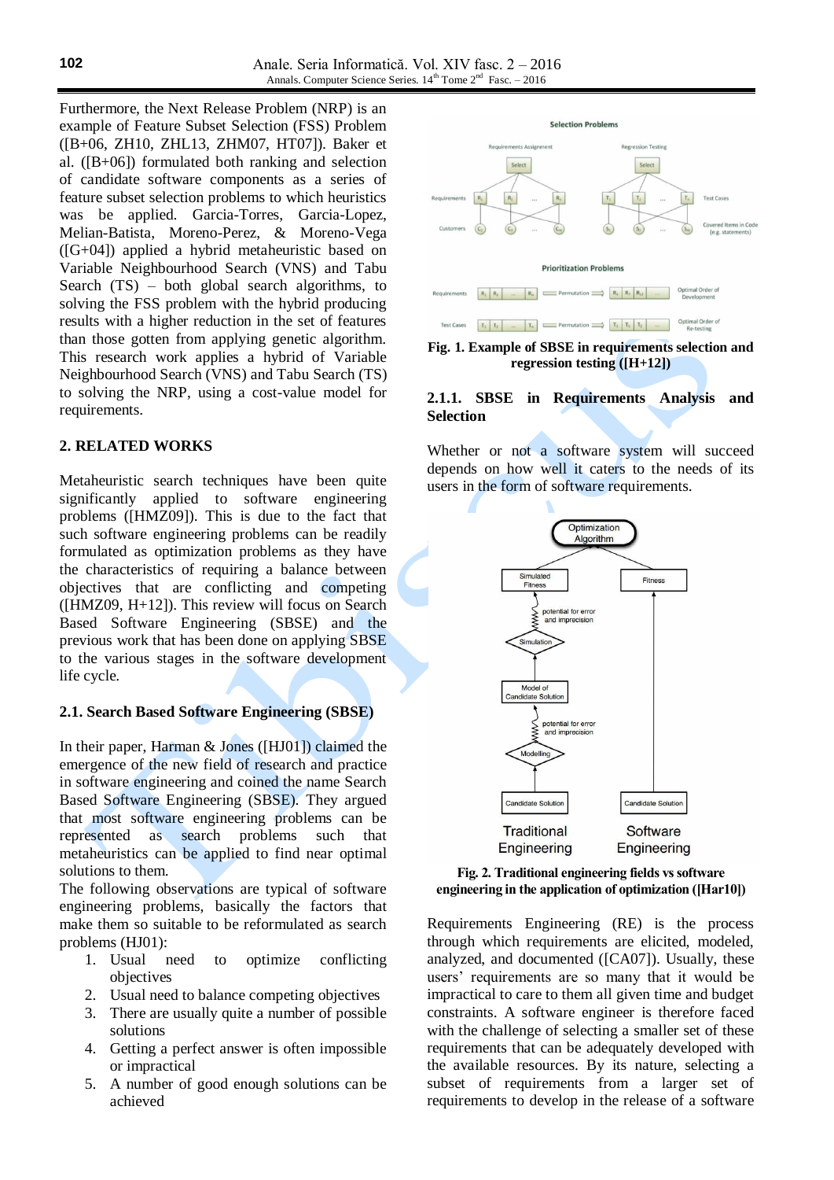Furthermore, the Next Release Problem (NRP) is an example of Feature Subset Selection (FSS) Problem ([B+06, ZH10, ZHL13, ZHM07, HT07]). Baker et al. ([B+06]) formulated both ranking and selection of candidate software components as a series of feature subset selection problems to which heuristics was be applied. Garcia-Torres, Garcia-Lopez, Melian-Batista, Moreno-Perez, & Moreno-Vega ([G+04]) applied a hybrid metaheuristic based on Variable Neighbourhood Search (VNS) and Tabu Search (TS) – both global search algorithms, to solving the FSS problem with the hybrid producing results with a higher reduction in the set of features than those gotten from applying genetic algorithm. This research work applies a hybrid of Variable Neighbourhood Search (VNS) and Tabu Search (TS) to solving the NRP, using a cost-value model for requirements.

## 2. RELATED WORKS

Metaheuristic search techniques have been quite significantly applied to software engineering problems ([HMZ09]). This is due to the fact that such software engineering problems can be readily formulated as optimization problems as they have the characteristics of requiring a balance between objectives that are conflicting and competing ([HMZ09, H+12]). This review will focus on Search Based Software Engineering (SBSE) and the previous work that has been done on applying SBSE to the various stages in the software development life cycle.

### 2.1. Search Based Software Engineering (SBSE)

In their paper, Harman & Jones ([HJ01]) claimed the emergence of the new field of research and practice in software engineering and coined the name Search Based Software Engineering (SBSE). They argued that most software engineering problems can be represented as search problems such that metaheuristics can be applied to find near optimal solutions to them.

The following observations are typical of software engineering problems, basically the factors that make them so suitable to be reformulated as search problems (HJ01):

1. Usual need to optimize conflicting objectives
2. Usual need to balance competing objectives
3. There are usually quite a number of possible solutions
4. Getting a perfect answer is often impossible or impractical
5. A number of good enough solutions can be achieved

**Fig. 1. Example of SBSE in requirements selection and regression testing ([H+12])**

#### 2.1.1. SBSE in Requirements Analysis and Selection

Whether or not a software system will succeed depends on how well it caters to the needs of its users in the form of software requirements.

**Fig. 2. Traditional engineering fields vs software engineering in the application of optimization ([Har10])**

Requirements Engineering (RE) is the process through which requirements are elicited, modeled, analyzed, and documented ([CA07]). Usually, these users' requirements are so many that it would be impractical to cater to them all given time and budget constraints. A software engineer is therefore faced with the challenge of selecting a smaller set of these requirements that can be adequately developed with the available resources. By its nature, selecting a subset of requirements from a larger set of requirements to develop in the release of a software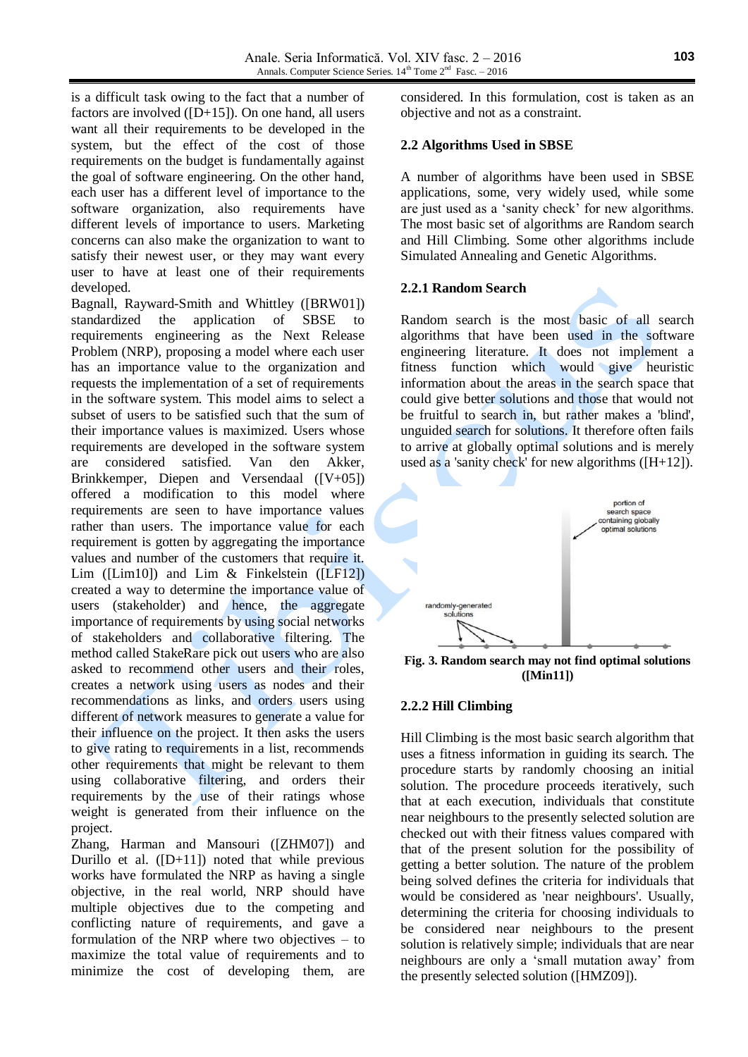is a difficult task owing to the fact that a number of factors are involved ([D+15]). On one hand, all users want all their requirements to be developed in the system, but the effect of the cost of those requirements on the budget is fundamentally against the goal of software engineering. On the other hand, each user has a different level of importance to the software organization, also requirements have different levels of importance to users. Marketing concerns can also make the organization to want to satisfy their newest user, or they may want every user to have at least one of their requirements developed.

Bagnall, Rayward-Smith and Whittley ([BRW01]) standardized the application of SBSE to requirements engineering as the Next Release Problem (NRP), proposing a model where each user has an importance value to the organization and requests the implementation of a set of requirements in the software system. This model aims to select a subset of users to be satisfied such that the sum of their importance values is maximized. Users whose requirements are developed in the software system are considered satisfied. Van den Akker, Brinkkemper, Diepen and Versendaal ([V+05]) offered a modification to this model where requirements are seen to have importance values rather than users. The importance value for each requirement is gotten by aggregating the importance values and number of the customers that require it. Lim ([Lim10]) and Lim & Finkelstein ([LF12]) created a way to determine the importance value of users (stakeholder) and hence, the aggregate importance of requirements by using social networks of stakeholders and collaborative filtering. The method called StakeRare pick out users who are also asked to recommend other users and their roles, creates a network using users as nodes and their recommendations as links, and orders users using different of network measures to generate a value for their influence on the project. It then asks the users to give rating to requirements in a list, recommends other requirements that might be relevant to them using collaborative filtering, and orders their requirements by the use of their ratings whose weight is generated from their influence on the project.

Zhang, Harman and Mansouri ([ZHM07]) and Durillo et al. ([D+11]) noted that while previous works have formulated the NRP as having a single objective, in the real world, NRP should have multiple objectives due to the competing and conflicting nature of requirements, and gave a formulation of the NRP where two objectives – to maximize the total value of requirements and to minimize the cost of developing them, are considered. In this formulation, cost is taken as an objective and not as a constraint.

### 2.2 Algorithms Used in SBSE

A number of algorithms have been used in SBSE applications, some, very widely used, while some are just used as a 'sanity check' for new algorithms. The most basic set of algorithms are Random search and Hill Climbing. Some other algorithms include Simulated Annealing and Genetic Algorithms.

#### 2.2.1 Random Search

Random search is the most basic of all search algorithms that have been used in the software engineering literature. It does not implement a fitness function which would give heuristic information about the areas in the search space that could give better solutions and those that would not be fruitful to search in, but rather makes a 'blind', unguided search for solutions. It therefore often fails to arrive at globally optimal solutions and is merely used as a 'sanity check' for new algorithms ([H+12]).

**Fig. 3. Random search may not find optimal solutions ([Min11])**

#### 2.2.2 Hill Climbing

Hill Climbing is the most basic search algorithm that uses a fitness information in guiding its search. The procedure starts by randomly choosing an initial solution. The procedure proceeds iteratively, such that at each execution, individuals that constitute near neighbours to the presently selected solution are checked out with their fitness values compared with that of the present solution for the possibility of getting a better solution. The nature of the problem being solved defines the criteria for individuals that would be considered as 'near neighbours'. Usually, determining the criteria for choosing individuals to be considered near neighbours to the present solution is relatively simple; individuals that are near neighbours are only a 'small mutation away' from the presently selected solution ([HMZ09]).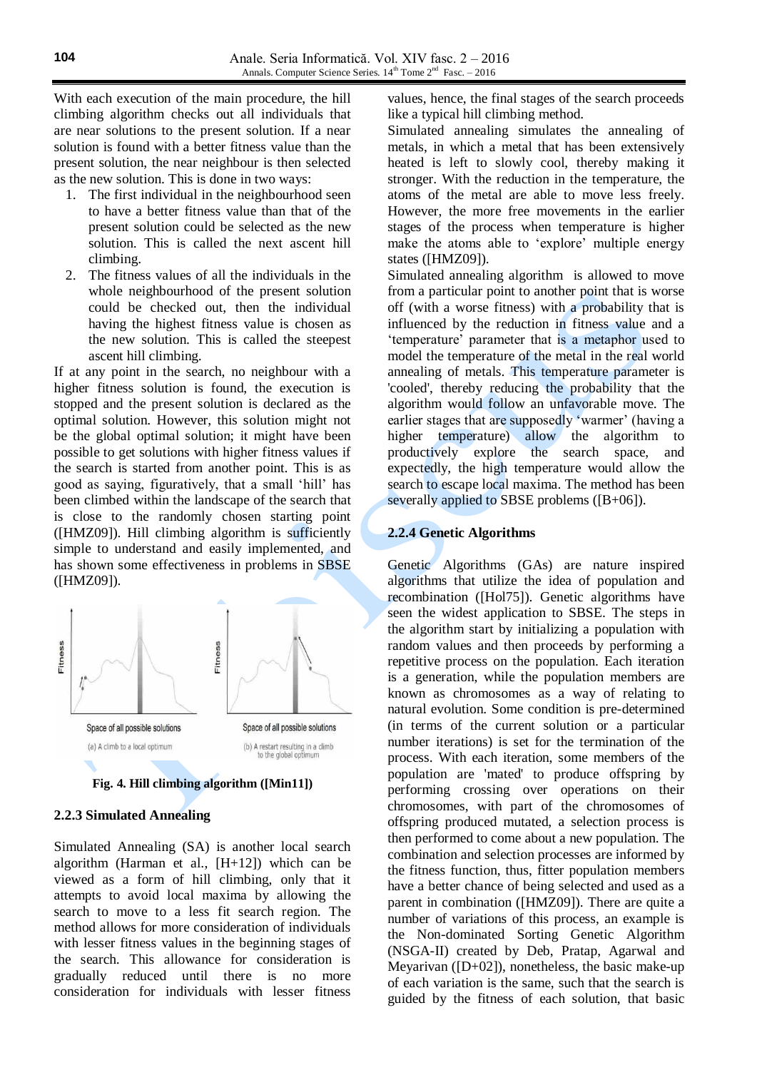With each execution of the main procedure, the hill climbing algorithm checks out all individuals that are near solutions to the present solution. If a near solution is found with a better fitness value than the present solution, the near neighbour is then selected as the new solution. This is done in two ways:

1. The first individual in the neighbourhood seen to have a better fitness value than that of the present solution could be selected as the new solution. This is called the next ascent hill climbing.
2. The fitness values of all the individuals in the whole neighbourhood of the present solution could be checked out, then the individual having the highest fitness value is chosen as the new solution. This is called the steepest ascent hill climbing.

If at any point in the search, no neighbour with a higher fitness solution is found, the execution is stopped and the present solution is declared as the optimal solution. However, this solution might not be the global optimal solution; it might have been possible to get solutions with higher fitness values if the search is started from another point. This is as good as saying, figuratively, that a small 'hill' has been climbed within the landscape of the search that is close to the randomly chosen starting point ([HMZ09]). Hill climbing algorithm is sufficiently simple to understand and easily implemented, and has shown some effectiveness in problems in SBSE ([HMZ09]).

Fitness

Space of all possible solutions

(a) A climb to a local optimum

Fitness

Space of all possible solutions

(b) A restart resulting in a climb to the global optimum

**Fig. 4. Hill climbing algorithm ([Min11])**

### 2.2.3 Simulated Annealing

Simulated Annealing (SA) is another local search algorithm (Harman et al., [H+12]) which can be viewed as a form of hill climbing, only that it attempts to avoid local maxima by allowing the search to move to a less fit search region. The method allows for more consideration of individuals with lesser fitness values in the beginning stages of the search. This allowance for consideration is gradually reduced until there is no more consideration for individuals with lesser fitness values, hence, the final stages of the search proceeds like a typical hill climbing method.

Simulated annealing simulates the annealing of metals, in which a metal that has been extensively heated is left to slowly cool, thereby making it stronger. With the reduction in the temperature, the atoms of the metal are able to move less freely. However, the more free movements in the earlier stages of the process when temperature is higher make the atoms able to 'explore' multiple energy states ([HMZ09]).

Simulated annealing algorithm is allowed to move from a particular point to another point that is worse off (with a worse fitness) with a probability that is influenced by the reduction in fitness value and a 'temperature' parameter that is a metaphor used to model the temperature of the metal in the real world annealing of metals. This temperature parameter is 'cooled', thereby reducing the probability that the algorithm would follow an unfavorable move. The earlier stages that are supposedly 'warmer' (having a higher temperature) allow the algorithm to productively explore the search space, and expectedly, the high temperature would allow the search to escape local maxima. The method has been severally applied to SBSE problems ([B+06]).

### 2.2.4 Genetic Algorithms

Genetic Algorithms (GAs) are nature inspired algorithms that utilize the idea of population and recombination ([Hol75]). Genetic algorithms have seen the widest application to SBSE. The steps in the algorithm start by initializing a population with random values and then proceeds by performing a repetitive process on the population. Each iteration is a generation, while the population members are known as chromosomes as a way of relating to natural evolution. Some condition is pre-determined (in terms of the current solution or a particular number iterations) is set for the termination of the process. With each iteration, some members of the population are 'mated' to produce offspring by performing crossing over operations on their chromosomes, with part of the chromosomes of offspring produced mutated, a selection process is then performed to come about a new population. The combination and selection processes are informed by the fitness function, thus, fitter population members have a better chance of being selected and used as a parent in combination ([HMZ09]). There are quite a number of variations of this process, an example is the Non-dominated Sorting Genetic Algorithm (NSGA-II) created by Deb, Pratap, Agarwal and Meyarivan ([D+02]), nonetheless, the basic make-up of each variation is the same, such that the search is guided by the fitness of each solution, that basic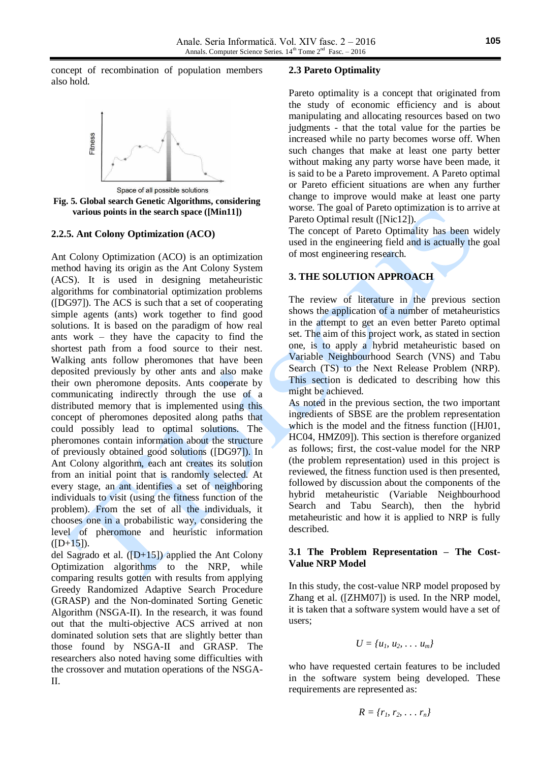concept of recombination of population members also hold.

Fig. 5. Global search Genetic Algorithms, considering various points in the search space ([Min11])

### 2.2.5. Ant Colony Optimization (ACO)

Ant Colony Optimization (ACO) is an optimization method having its origin as the Ant Colony System (ACS). It is used in designing metaheuristic algorithms for combinatorial optimization problems ([DG97]). The ACS is such that a set of cooperating simple agents (ants) work together to find good solutions. It is based on the paradigm of how real ants work – they have the capacity to find the shortest path from a food source to their nest. Walking ants follow pheromones that have been deposited previously by other ants and also make their own pheromone deposits. Ants cooperate by communicating indirectly through the use of a distributed memory that is implemented using this concept of pheromones deposited along paths that could possibly lead to optimal solutions. The pheromones contain information about the structure of previously obtained good solutions ([DG97]). In Ant Colony algorithm, each ant creates its solution from an initial point that is randomly selected. At every stage, an ant identifies a set of neighboring individuals to visit (using the fitness function of the problem). From the set of all the individuals, it chooses one in a probabilistic way, considering the level of pheromone and heuristic information ([D+15]).

del Sagrado et al. ([D+15]) applied the Ant Colony Optimization algorithms to the NRP, while comparing results gotten with results from applying Greedy Randomized Adaptive Search Procedure (GRASP) and the Non-dominated Sorting Genetic Algorithm (NSGA-II). In the research, it was found out that the multi-objective ACS arrived at non dominated solution sets that are slightly better than those found by NSGA-II and GRASP. The researchers also noted having some difficulties with the crossover and mutation operations of the NSGA-II.

### 2.3 Pareto Optimality

Pareto optimality is a concept that originated from the study of economic efficiency and is about manipulating and allocating resources based on two judgments - that the total value for the parties be increased while no party becomes worse off. When such changes that make at least one party better without making any party worse have been made, it is said to be a Pareto improvement. A Pareto optimal or Pareto efficient situations are when any further change to improve would make at least one party worse. The goal of Pareto optimization is to arrive at Pareto Optimal result ([Nic12]).

The concept of Pareto Optimality has been widely used in the engineering field and is actually the goal of most engineering research.

## 3. THE SOLUTION APPROACH

The review of literature in the previous section shows the application of a number of metaheuristics in the attempt to get an even better Pareto optimal set. The aim of this project work, as stated in section one, is to apply a hybrid metaheuristic based on Variable Neighbourhood Search (VNS) and Tabu Search (TS) to the Next Release Problem (NRP). This section is dedicated to describing how this might be achieved.

As noted in the previous section, the two important ingredients of SBSE are the problem representation which is the model and the fitness function ([HJ01, HC04, HMZ09]). This section is therefore organized as follows; first, the cost-value model for the NRP (the problem representation) used in this project is reviewed, the fitness function used is then presented, followed by discussion about the components of the hybrid metaheuristic (Variable Neighbourhood Search and Tabu Search), then the hybrid metaheuristic and how it is applied to NRP is fully described.

### 3.1 The Problem Representation – The Cost-Value NRP Model

In this study, the cost-value NRP model proposed by Zhang et al. ([ZHM07]) is used. In the NRP model, it is taken that a software system would have a set of users;

$$U = \{u_1, u_2, \ldots u_m\}$$

who have requested certain features to be included in the software system being developed. These requirements are represented as:

$$R = \{r_1, r_2, \ldots r_n\}$$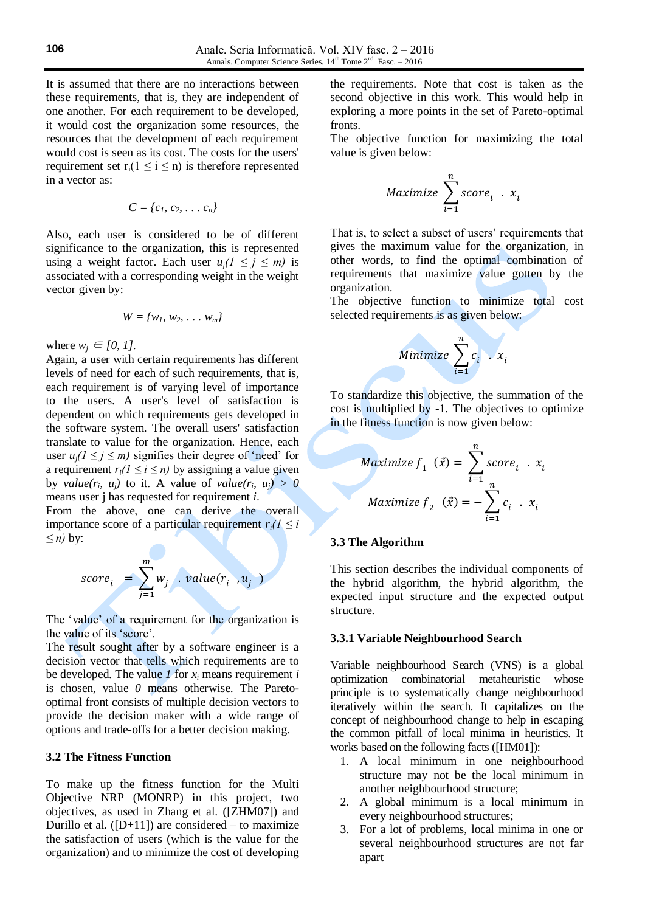It is assumed that there are no interactions between these requirements, that is, they are independent of one another. For each requirement to be developed, it would cost the organization some resources, the resources that the development of each requirement would cost is seen as its cost. The costs for the users' requirement set $r_i (1 \leq i \leq n)$ is therefore represented in a vector as:

$$C = \{c_1, c_2, \ldots c_n\}$$

Also, each user is considered to be of different significance to the organization, this is represented using a weight factor. Each user $u_j (1 \leq j \leq m)$ is associated with a corresponding weight in the weight vector given by:

$$W = \{w_1, w_2, \ldots w_m\}$$

where $w_j \in [0, 1]$.

Again, a user with certain requirements has different levels of need for each of such requirements, that is, each requirement is of varying level of importance to the users. A user's level of satisfaction is dependent on which requirements gets developed in the software system. The overall users' satisfaction translate to value for the organization. Hence, each user $u_j (1 \leq j \leq m)$ signifies their degree of 'need' for a requirement $r_i (1 \leq i \leq n)$ by assigning a value given by $value(r_i, u_j)$ to it. A value of $value(r_i, u_j) > 0$ means user j has requested for requirement $i$.

From the above, one can derive the overall importance score of a particular requirement $r_i (1 \leq i \leq n)$ by:

$$score_i = \sum_{j=1}^{m} w_j \, . \, value(r_i, u_j)$$

The 'value' of a requirement for the organization is the value of its 'score'.

The result sought after by a software engineer is a decision vector that tells which requirements are to be developed. The value *1* for $x_i$ means requirement $i$ is chosen, value *0* means otherwise. The Pareto-optimal front consists of multiple decision vectors to provide the decision maker with a wide range of options and trade-offs for a better decision making.

### 3.2 The Fitness Function

To make up the fitness function for the Multi Objective NRP (MONRP) in this project, two objectives, as used in Zhang et al. ([ZHM07]) and Durillo et al. ([D+11]) are considered – to maximize the satisfaction of users (which is the value for the organization) and to minimize the cost of developing the requirements. Note that cost is taken as the second objective in this work. This would help in exploring a more points in the set of Pareto-optimal fronts.

The objective function for maximizing the total value is given below:

$$Maximize \sum_{i=1}^{n} score_i \, . \, x_i$$

That is, to select a subset of users' requirements that gives the maximum value for the organization, in other words, to find the optimal combination of requirements that maximize value gotten by the organization.

The objective function to minimize total cost selected requirements is as given below:

$$Minimize \sum_{i=1}^{n} c_i \, . \, x_i$$

To standardize this objective, the summation of the cost is multiplied by -1. The objectives to optimize in the fitness function is now given below:

$$Maximize\ f_1 \ (\vec{x}) = \sum_{i=1}^{n} score_i \, . \, x_i$$

$$Maximize\ f_2 \ (\vec{x}) = -\sum_{i=1}^{n} c_i \, . \, x_i$$

### 3.3 The Algorithm

This section describes the individual components of the hybrid algorithm, the hybrid algorithm, the expected input structure and the expected output structure.

#### 3.3.1 Variable Neighbourhood Search

Variable neighbourhood Search (VNS) is a global optimization combinatorial metaheuristic whose principle is to systematically change neighbourhood iteratively within the search. It capitalizes on the concept of neighbourhood change to help in escaping the common pitfall of local minima in heuristics. It works based on the following facts ([HM01]):

1. A local minimum in one neighbourhood structure may not be the local minimum in another neighbourhood structure;
2. A global minimum is a local minimum in every neighbourhood structures;
3. For a lot of problems, local minima in one or several neighbourhood structures are not far apart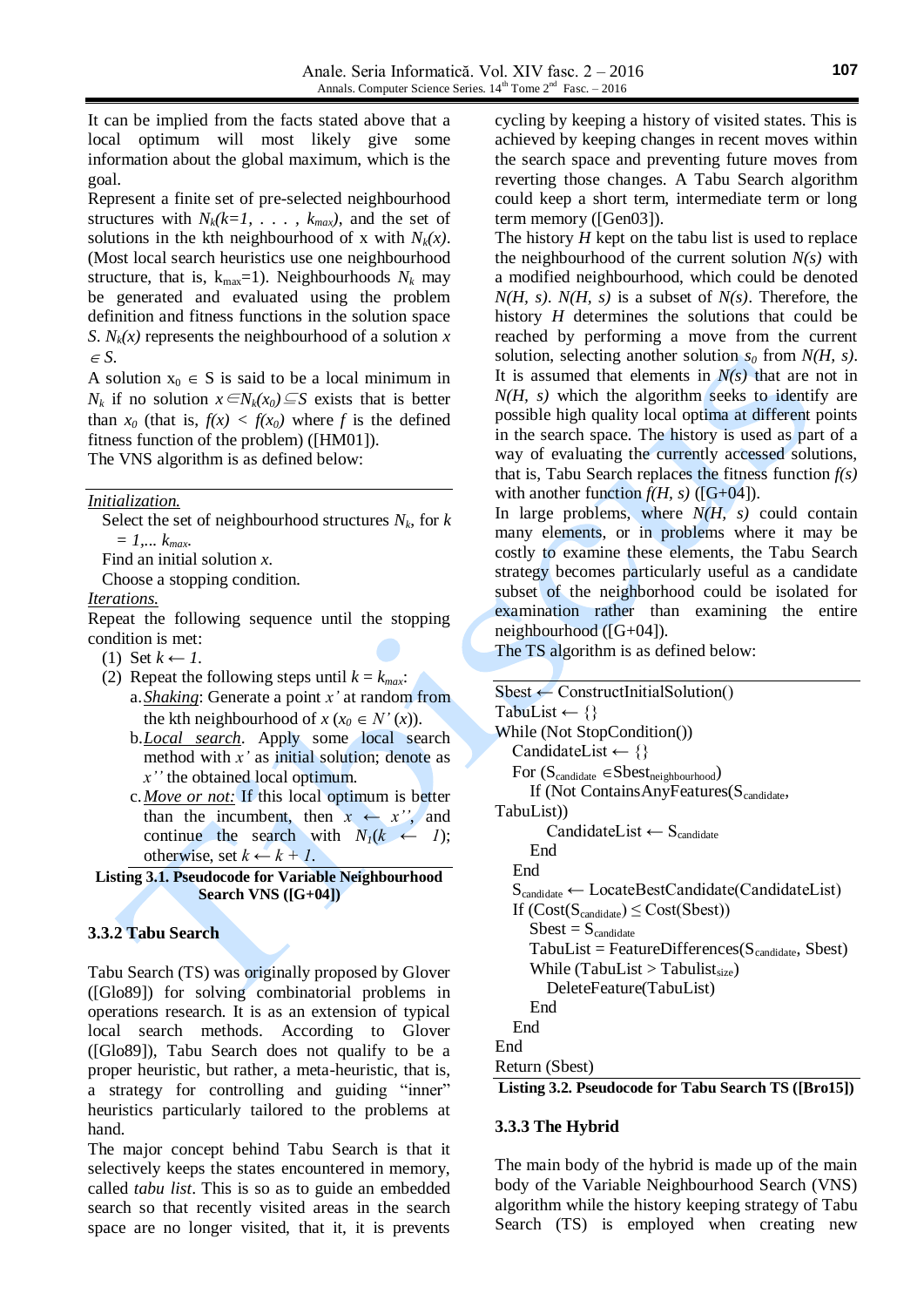It can be implied from the facts stated above that a local optimum will most likely give some information about the global maximum, which is the goal.

Represent a finite set of pre-selected neighbourhood structures with $N_k(k=1, \ldots, k_{max})$, and the set of solutions in the kth neighbourhood of x with $N_k(x)$. (Most local search heuristics use one neighbourhood structure, that is, $k_{max}=1$). Neighbourhoods $N_k$ may be generated and evaluated using the problem definition and fitness functions in the solution space $S$. $N_k(x)$ represents the neighbourhood of a solution $x \in S$.

A solution $x_0 \in S$ is said to be a local minimum in $N_k$ if no solution $x \in N_k(x_0) \subseteq S$ exists that is better than $x_0$ (that is, $f(x) < f(x_0)$ where $f$ is the defined fitness function of the problem) ([HM01]).

The VNS algorithm is as defined below:

*Initialization.*

Select the set of neighbourhood structures $N_k$, for $k = 1, \ldots k_{max}$.

Find an initial solution $x$.

Choose a stopping condition.

*Iterations.*

Repeat the following sequence until the stopping condition is met:

(1) Set $k \leftarrow 1$.

(2) Repeat the following steps until $k = k_{max}$:

a. *Shaking*: Generate a point $x'$ at random from the kth neighbourhood of $x$ ($x_0 \in N'(x)$).

b. *Local search*. Apply some local search method with $x'$ as initial solution; denote as $x''$ the obtained local optimum.

c. *Move or not:* If this local optimum is better than the incumbent, then $x \leftarrow x''$, and continue the search with $N_1(k \leftarrow 1)$; otherwise, set $k \leftarrow k + 1$.

**Listing 3.1. Pseudocode for Variable Neighbourhood Search VNS ([G+04])**

### 3.3.2 Tabu Search

Tabu Search (TS) was originally proposed by Glover ([Glo89]) for solving combinatorial problems in operations research. It is as an extension of typical local search methods. According to Glover ([Glo89]), Tabu Search does not qualify to be a proper heuristic, but rather, a meta-heuristic, that is, a strategy for controlling and guiding "inner" heuristics particularly tailored to the problems at hand.

The major concept behind Tabu Search is that it selectively keeps the states encountered in memory, called *tabu list*. This is so as to guide an embedded search so that recently visited areas in the search space are no longer visited, that it, it is prevents cycling by keeping a history of visited states. This is achieved by keeping changes in recent moves within the search space and preventing future moves from reverting those changes. A Tabu Search algorithm could keep a short term, intermediate term or long term memory ([Gen03]).

The history $H$ kept on the tabu list is used to replace the neighbourhood of the current solution $N(s)$ with a modified neighbourhood, which could be denoted $N(H, s)$. $N(H, s)$ is a subset of $N(s)$. Therefore, the history $H$ determines the solutions that could be reached by performing a move from the current solution, selecting another solution $s_0$ from $N(H, s)$. It is assumed that elements in $N(s)$ that are not in $N(H, s)$ which the algorithm seeks to identify are possible high quality local optima at different points in the search space. The history is used as part of a way of evaluating the currently accessed solutions, that is, Tabu Search replaces the fitness function $f(s)$ with another function $f(H, s)$ ([G+04]).

In large problems, where $N(H, s)$ could contain many elements, or in problems where it may be costly to examine these elements, the Tabu Search strategy becomes particularly useful as a candidate subset of the neighborhood could be isolated for examination rather than examining the entire neighbourhood ([G+04]).

The TS algorithm is as defined below:

```
Sbest ← ConstructInitialSolution()
TabuList ← {}
While (Not StopCondition())
   CandidateList ← {}
   For (S_candidate ∈Sbest_neighbourhood)
      If (Not ContainsAnyFeatures(S_candidate,
TabuList))
         CandidateList ← S_candidate
      End
   End
   S_candidate ← LocateBestCandidate(CandidateList)
   If (Cost(S_candidate) ≤ Cost(Sbest))
      Sbest = S_candidate
      TabuList = FeatureDifferences(S_candidate, Sbest)
      While (TabuList > Tabulist_size)
         DeleteFeature(TabuList)
      End
   End
End
Return (Sbest)
```

**Listing 3.2. Pseudocode for Tabu Search TS ([Bro15])**

### 3.3.3 The Hybrid

The main body of the hybrid is made up of the main body of the Variable Neighbourhood Search (VNS) algorithm while the history keeping strategy of Tabu Search (TS) is employed when creating new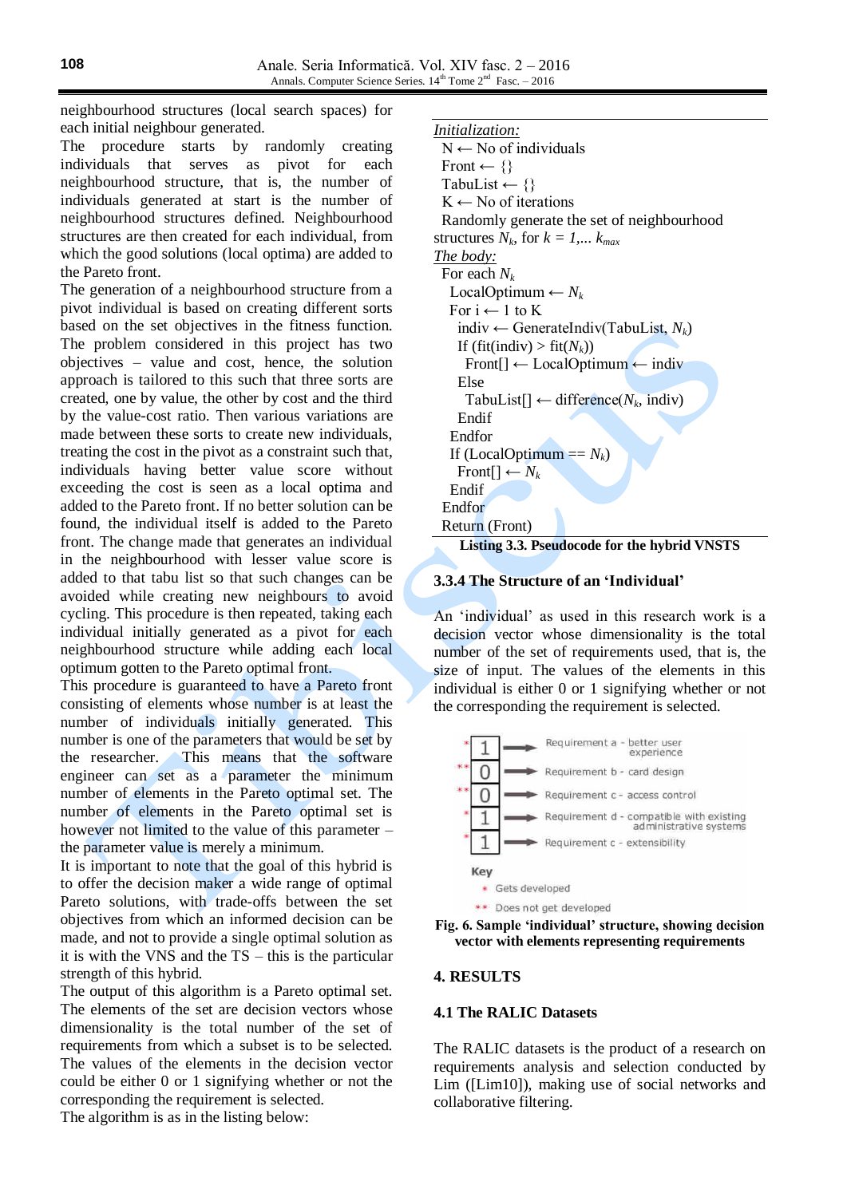neighbourhood structures (local search spaces) for each initial neighbour generated.

The procedure starts by randomly creating individuals that serves as pivot for each neighbourhood structure, that is, the number of individuals generated at start is the number of neighbourhood structures defined. Neighbourhood structures are then created for each individual, from which the good solutions (local optima) are added to the Pareto front.

The generation of a neighbourhood structure from a pivot individual is based on creating different sorts based on the set objectives in the fitness function. The problem considered in this project has two objectives – value and cost, hence, the solution approach is tailored to this such that three sorts are created, one by value, the other by cost and the third by the value-cost ratio. Then various variations are made between these sorts to create new individuals, treating the cost in the pivot as a constraint such that, individuals having better value score without exceeding the cost is seen as a local optima and added to the Pareto front. If no better solution can be found, the individual itself is added to the Pareto front. The change made that generates an individual in the neighbourhood with lesser value score is added to that tabu list so that such changes can be avoided while creating new neighbours to avoid cycling. This procedure is then repeated, taking each individual initially generated as a pivot for each neighbourhood structure while adding each local optimum gotten to the Pareto optimal front.

This procedure is guaranteed to have a Pareto front consisting of elements whose number is at least the number of individuals initially generated. This number is one of the parameters that would be set by the researcher. This means that the software engineer can set as a parameter the minimum number of elements in the Pareto optimal set. The number of elements in the Pareto optimal set is however not limited to the value of this parameter – the parameter value is merely a minimum.

It is important to note that the goal of this hybrid is to offer the decision maker a wide range of optimal Pareto solutions, with trade-offs between the set objectives from which an informed decision can be made, and not to provide a single optimal solution as it is with the VNS and the TS – this is the particular strength of this hybrid.

The output of this algorithm is a Pareto optimal set. The elements of the set are decision vectors whose dimensionality is the total number of the set of requirements from which a subset is to be selected. The values of the elements in the decision vector could be either 0 or 1 signifying whether or not the corresponding the requirement is selected.

The algorithm is as in the listing below:

```
Initialization:
 N ← No of individuals
 Front ← {}
 TabuList ← {}
 K ← No of iterations
 Randomly generate the set of neighbourhood
structures N_k, for k = 1,... k_max
The body:
 For each N_k
  LocalOptimum ← N_k
  For i ← 1 to K
   indiv ← GenerateIndiv(TabuList, N_k)
   If (fit(indiv) > fit(N_k))
    Front[] ← LocalOptimum ← indiv
   Else
    TabuList[] ← difference(N_k, indiv)
   Endif
  Endfor
  If (LocalOptimum == N_k)
   Front[] ← N_k
  Endif
 Endfor
 Return (Front)
```

**Listing 3.3. Pseudocode for the hybrid VNSTS**

### 3.3.4 The Structure of an 'Individual'

An 'individual' as used in this research work is a decision vector whose dimensionality is the total number of the set of requirements used, that is, the size of input. The values of the elements in this individual is either 0 or 1 signifying whether or not the corresponding the requirement is selected.

| | Value | | Requirement |
|---|---|---|---|
| * | 1 | → | Requirement a - better user experience |
| ** | 0 | → | Requirement b - card design |
| ** | 0 | → | Requirement c - access control |
| * | 1 | → | Requirement d - compatible with existing administrative systems |
| * | 1 | → | Requirement c - extensibility |

Key
* Gets developed
** Does not get developed

**Fig. 6. Sample 'individual' structure, showing decision vector with elements representing requirements**

## 4. RESULTS

### 4.1 The RALIC Datasets

The RALIC datasets is the product of a research on requirements analysis and selection conducted by Lim ([Lim10]), making use of social networks and collaborative filtering.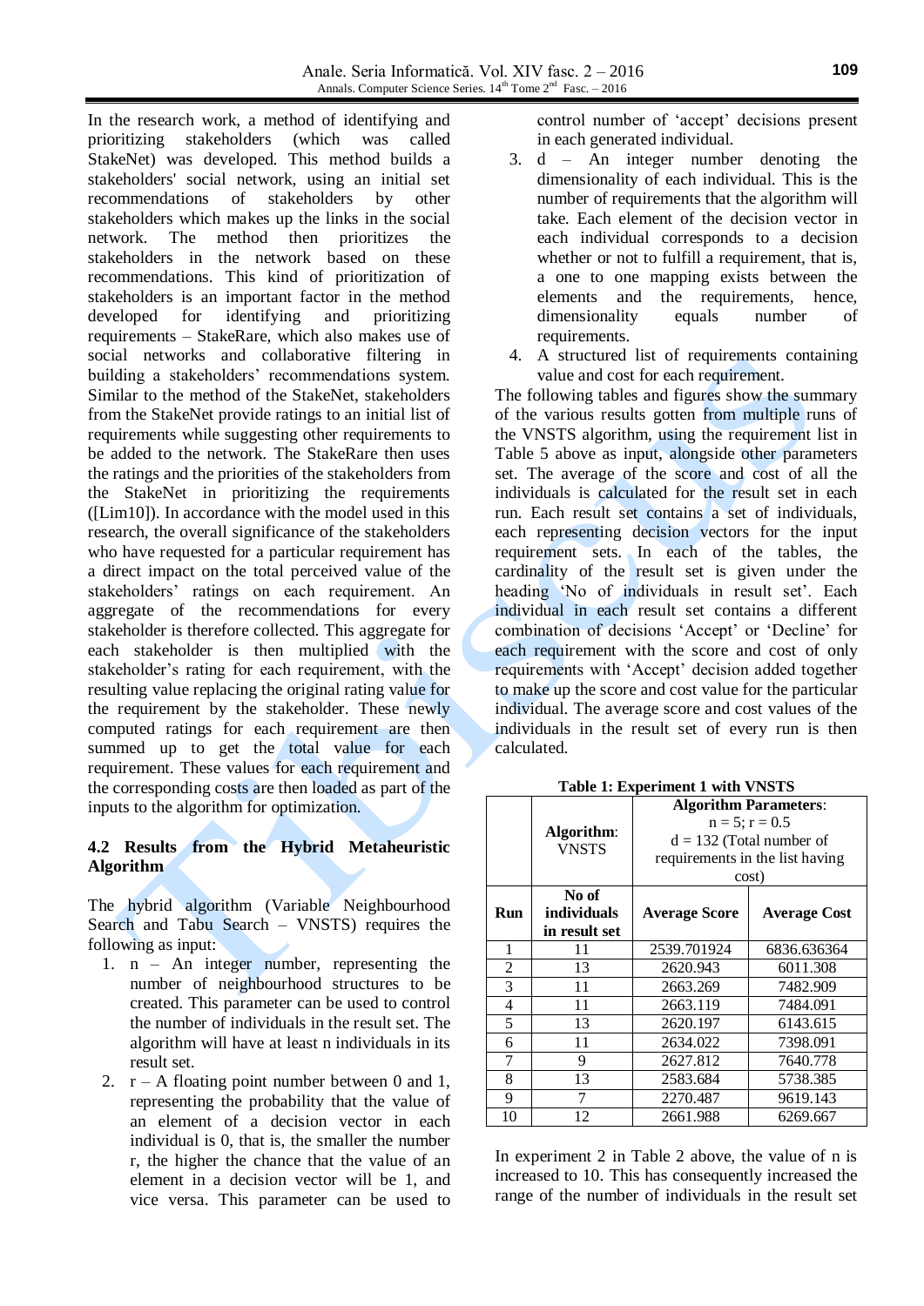In the research work, a method of identifying and prioritizing stakeholders (which was called StakeNet) was developed. This method builds a stakeholders' social network, using an initial set recommendations of stakeholders by other stakeholders which makes up the links in the social network. The method then prioritizes the stakeholders in the network based on these recommendations. This kind of prioritization of stakeholders is an important factor in the method developed for identifying and prioritizing requirements – StakeRare, which also makes use of social networks and collaborative filtering in building a stakeholders' recommendations system. Similar to the method of the StakeNet, stakeholders from the StakeNet provide ratings to an initial list of requirements while suggesting other requirements to be added to the network. The StakeRare then uses the ratings and the priorities of the stakeholders from the StakeNet in prioritizing the requirements ([Lim10]). In accordance with the model used in this research, the overall significance of the stakeholders who have requested for a particular requirement has a direct impact on the total perceived value of the stakeholders' ratings on each requirement. An aggregate of the recommendations for every stakeholder is therefore collected. This aggregate for each stakeholder is then multiplied with the stakeholder's rating for each requirement, with the resulting value replacing the original rating value for the requirement by the stakeholder. These newly computed ratings for each requirement are then summed up to get the total value for each requirement. These values for each requirement and the corresponding costs are then loaded as part of the inputs to the algorithm for optimization.

## 4.2 Results from the Hybrid Metaheuristic Algorithm

The hybrid algorithm (Variable Neighbourhood Search and Tabu Search – VNSTS) requires the following as input:

1. n – An integer number, representing the number of neighbourhood structures to be created. This parameter can be used to control the number of individuals in the result set. The algorithm will have at least n individuals in its result set.
2. r – A floating point number between 0 and 1, representing the probability that the value of an element of a decision vector in each individual is 0, that is, the smaller the number r, the higher the chance that the value of an element in a decision vector will be 1, and vice versa. This parameter can be used to control number of 'accept' decisions present in each generated individual.
3. d – An integer number denoting the dimensionality of each individual. This is the number of requirements that the algorithm will take. Each element of the decision vector in each individual corresponds to a decision whether or not to fulfill a requirement, that is, a one to one mapping exists between the elements and the requirements, hence, dimensionality equals number of requirements.
4. A structured list of requirements containing value and cost for each requirement.

The following tables and figures show the summary of the various results gotten from multiple runs of the VNSTS algorithm, using the requirement list in Table 5 above as input, alongside other parameters set. The average of the score and cost of all the individuals is calculated for the result set in each run. Each result set contains a set of individuals, each representing decision vectors for the input requirement sets. In each of the tables, the cardinality of the result set is given under the heading 'No of individuals in result set'. Each individual in each result set contains a different combination of decisions 'Accept' or 'Decline' for each requirement with the score and cost of only requirements with 'Accept' decision added together to make up the score and cost value for the particular individual. The average score and cost values of the individuals in the result set of every run is then calculated.

**Table 1: Experiment 1 with VNSTS**

| | **Algorithm**: VNSTS | **Algorithm Parameters**: n = 5; r = 0.5 d = 132 (Total number of requirements in the list having cost) | |
|---|---|---|---|
| **Run** | **No of individuals in result set** | **Average Score** | **Average Cost** |
| 1 | 11 | 2539.701924 | 6836.636364 |
| 2 | 13 | 2620.943 | 6011.308 |
| 3 | 11 | 2663.269 | 7482.909 |
| 4 | 11 | 2663.119 | 7484.091 |
| 5 | 13 | 2620.197 | 6143.615 |
| 6 | 11 | 2634.022 | 7398.091 |
| 7 | 9 | 2627.812 | 7640.778 |
| 8 | 13 | 2583.684 | 5738.385 |
| 9 | 7 | 2270.487 | 9619.143 |
| 10 | 12 | 2661.988 | 6269.667 |

In experiment 2 in Table 2 above, the value of n is increased to 10. This has consequently increased the range of the number of individuals in the result set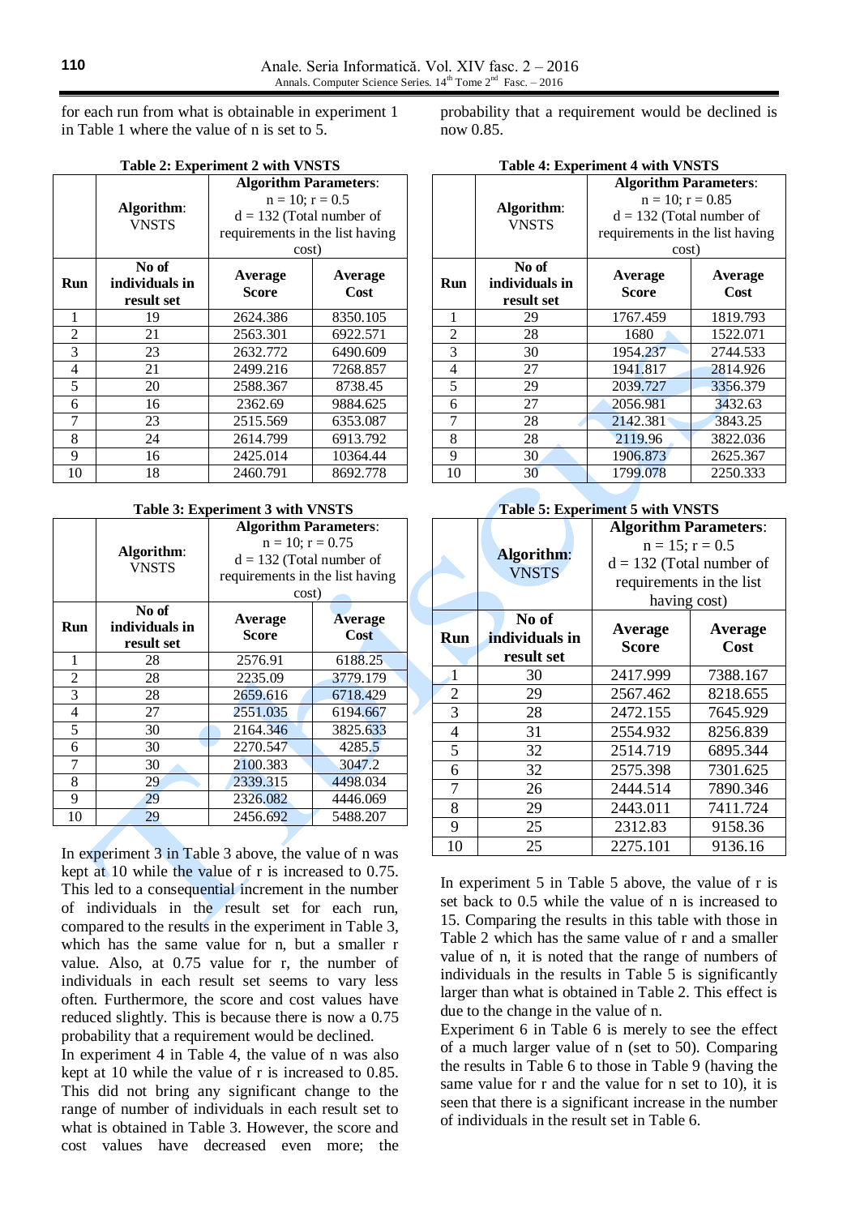for each run from what is obtainable in experiment 1 in Table 1 where the value of n is set to 5.

**Table 2: Experiment 2 with VNSTS**

| | **Algorithm**: VNSTS | **Algorithm Parameters**: n = 10; r = 0.5 d = 132 (Total number of requirements in the list having cost) | |
|---|---|---|---|
| **Run** | **No of individuals in result set** | **Average Score** | **Average Cost** |
| 1 | 19 | 2624.386 | 8350.105 |
| 2 | 21 | 2563.301 | 6922.571 |
| 3 | 23 | 2632.772 | 6490.609 |
| 4 | 21 | 2499.216 | 7268.857 |
| 5 | 20 | 2588.367 | 8738.45 |
| 6 | 16 | 2362.69 | 9884.625 |
| 7 | 23 | 2515.569 | 6353.087 |
| 8 | 24 | 2614.799 | 6913.792 |
| 9 | 16 | 2425.014 | 10364.44 |
| 10 | 18 | 2460.791 | 8692.778 |

**Table 3: Experiment 3 with VNSTS**

| | **Algorithm**: VNSTS | **Algorithm Parameters**: n = 10; r = 0.75 d = 132 (Total number of requirements in the list having cost) | |
|---|---|---|---|
| **Run** | **No of individuals in result set** | **Average Score** | **Average Cost** |
| 1 | 28 | 2576.91 | 6188.25 |
| 2 | 28 | 2235.09 | 3779.179 |
| 3 | 28 | 2659.616 | 6718.429 |
| 4 | 27 | 2551.035 | 6194.667 |
| 5 | 30 | 2164.346 | 3825.633 |
| 6 | 30 | 2270.547 | 4285.5 |
| 7 | 30 | 2100.383 | 3047.2 |
| 8 | 29 | 2339.315 | 4498.034 |
| 9 | 29 | 2326.082 | 4446.069 |
| 10 | 29 | 2456.692 | 5488.207 |

In experiment 3 in Table 3 above, the value of n was kept at 10 while the value of r is increased to 0.75. This led to a consequential increment in the number of individuals in the result set for each run, compared to the results in the experiment in Table 3, which has the same value for n, but a smaller r value. Also, at 0.75 value for r, the number of individuals in each result set seems to vary less often. Furthermore, the score and cost values have reduced slightly. This is because there is now a 0.75 probability that a requirement would be declined.

In experiment 4 in Table 4, the value of n was also kept at 10 while the value of r is increased to 0.85. This did not bring any significant change to the range of number of individuals in each result set to what is obtained in Table 3. However, the score and cost values have decreased even more; the probability that a requirement would be declined is now 0.85.

**Table 4: Experiment 4 with VNSTS**

| | **Algorithm**: VNSTS | **Algorithm Parameters**: n = 10; r = 0.85 d = 132 (Total number of requirements in the list having cost) | |
|---|---|---|---|
| **Run** | **No of individuals in result set** | **Average Score** | **Average Cost** |
| 1 | 29 | 1767.459 | 1819.793 |
| 2 | 28 | 1680 | 1522.071 |
| 3 | 30 | 1954.237 | 2744.533 |
| 4 | 27 | 1941.817 | 2814.926 |
| 5 | 29 | 2039.727 | 3356.379 |
| 6 | 27 | 2056.981 | 3432.63 |
| 7 | 28 | 2142.381 | 3843.25 |
| 8 | 28 | 2119.96 | 3822.036 |
| 9 | 30 | 1906.873 | 2625.367 |
| 10 | 30 | 1799.078 | 2250.333 |

**Table 5: Experiment 5 with VNSTS**

| | **Algorithm**: VNSTS | **Algorithm Parameters**: n = 15; r = 0.5 d = 132 (Total number of requirements in the list having cost) | |
|---|---|---|---|
| **Run** | **No of individuals in result set** | **Average Score** | **Average Cost** |
| 1 | 30 | 2417.999 | 7388.167 |
| 2 | 29 | 2567.462 | 8218.655 |
| 3 | 28 | 2472.155 | 7645.929 |
| 4 | 31 | 2554.932 | 8256.839 |
| 5 | 32 | 2514.719 | 6895.344 |
| 6 | 32 | 2575.398 | 7301.625 |
| 7 | 26 | 2444.514 | 7890.346 |
| 8 | 29 | 2443.011 | 7411.724 |
| 9 | 25 | 2312.83 | 9158.36 |
| 10 | 25 | 2275.101 | 9136.16 |

In experiment 5 in Table 5 above, the value of r is set back to 0.5 while the value of n is increased to 15. Comparing the results in this table with those in Table 2 which has the same value of r and a smaller value of n, it is noted that the range of numbers of individuals in the results in Table 5 is significantly larger than what is obtained in Table 2. This effect is due to the change in the value of n.

Experiment 6 in Table 6 is merely to see the effect of a much larger value of n (set to 50). Comparing the results in Table 6 to those in Table 9 (having the same value for r and the value for n set to 10), it is seen that there is a significant increase in the number of individuals in the result set in Table 6.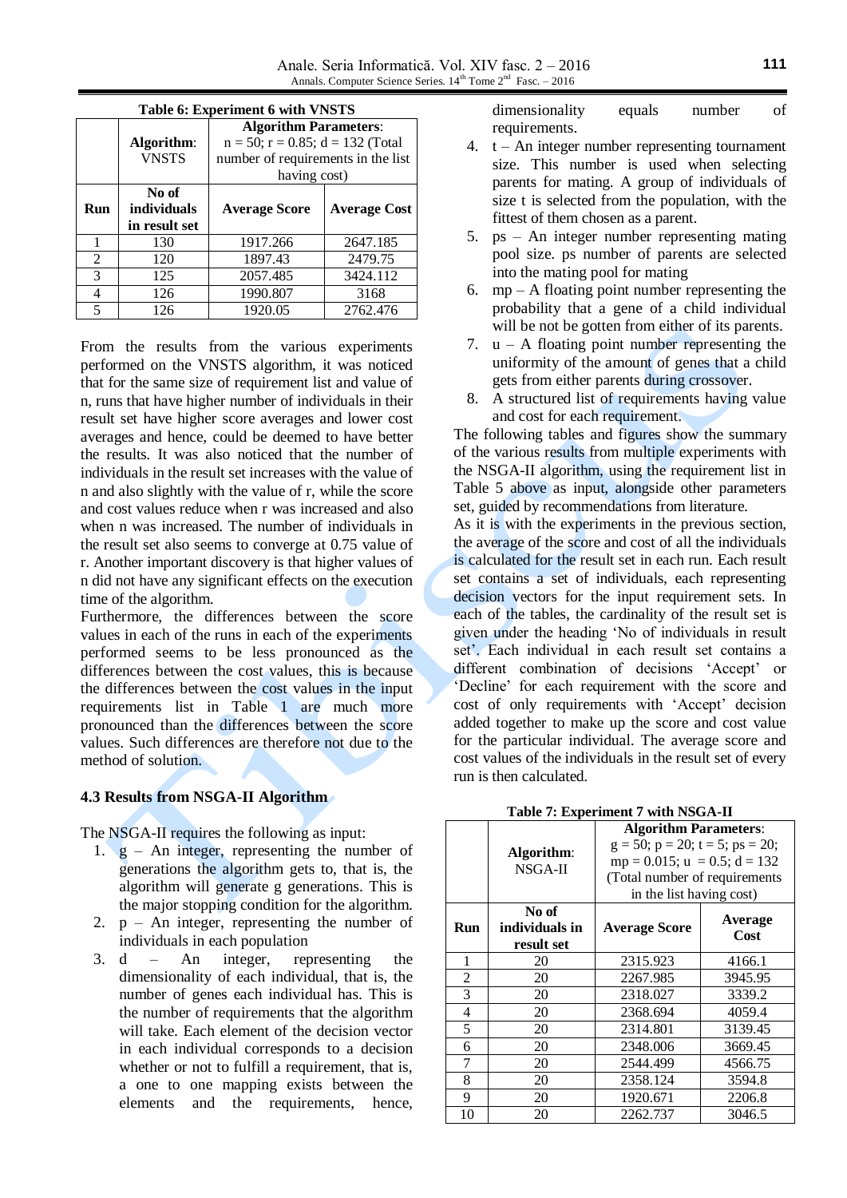**Table 6: Experiment 6 with VNSTS**

| | **Algorithm**: VNSTS | **Algorithm Parameters**: n = 50; r = 0.85; d = 132 (Total number of requirements in the list having cost) | |
|---|---|---|---|
| **Run** | **No of individuals in result set** | **Average Score** | **Average Cost** |
| 1 | 130 | 1917.266 | 2647.185 |
| 2 | 120 | 1897.43 | 2479.75 |
| 3 | 125 | 2057.485 | 3424.112 |
| 4 | 126 | 1990.807 | 3168 |
| 5 | 126 | 1920.05 | 2762.476 |

From the results from the various experiments performed on the VNSTS algorithm, it was noticed that for the same size of requirement list and value of n, runs that have higher number of individuals in their result set have higher score averages and lower cost averages and hence, could be deemed to have better the results. It was also noticed that the number of individuals in the result set increases with the value of n and also slightly with the value of r, while the score and cost values reduce when r was increased and also when n was increased. The number of individuals in the result set also seems to converge at 0.75 value of r. Another important discovery is that higher values of n did not have any significant effects on the execution time of the algorithm.

Furthermore, the differences between the score values in each of the runs in each of the experiments performed seems to be less pronounced as the differences between the cost values, this is because the differences between the cost values in the input requirements list in Table 1 are much more pronounced than the differences between the score values. Such differences are therefore not due to the method of solution.

### 4.3 Results from NSGA-II Algorithm

The NSGA-II requires the following as input:

1. g – An integer, representing the number of generations the algorithm gets to, that is, the algorithm will generate g generations. This is the major stopping condition for the algorithm.
2. p – An integer, representing the number of individuals in each population
3. d – An integer, representing the dimensionality of each individual, that is, the number of genes each individual has. This is the number of requirements that the algorithm will take. Each element of the decision vector in each individual corresponds to a decision whether or not to fulfill a requirement, that is, a one to one mapping exists between the elements and the requirements, hence, dimensionality equals number of requirements.
4. t – An integer number representing tournament size. This number is used when selecting parents for mating. A group of individuals of size t is selected from the population, with the fittest of them chosen as a parent.
5. ps – An integer number representing mating pool size. ps number of parents are selected into the mating pool for mating
6. mp – A floating point number representing the probability that a gene of a child individual will be not be gotten from either of its parents.
7. u – A floating point number representing the uniformity of the amount of genes that a child gets from either parents during crossover.
8. A structured list of requirements having value and cost for each requirement.

The following tables and figures show the summary of the various results from multiple experiments with the NSGA-II algorithm, using the requirement list in Table 5 above as input, alongside other parameters set, guided by recommendations from literature.

As it is with the experiments in the previous section, the average of the score and cost of all the individuals is calculated for the result set in each run. Each result set contains a set of individuals, each representing decision vectors for the input requirement sets. In each of the tables, the cardinality of the result set is given under the heading 'No of individuals in result set'. Each individual in each result set contains a different combination of decisions 'Accept' or 'Decline' for each requirement with the score and cost of only requirements with 'Accept' decision added together to make up the score and cost value for the particular individual. The average score and cost values of the individuals in the result set of every run is then calculated.

**Table 7: Experiment 7 with NSGA-II**

| | **Algorithm**: NSGA-II | **Algorithm Parameters**: g = 50; p = 20; t = 5; ps = 20; mp = 0.015; u = 0.5; d = 132 (Total number of requirements in the list having cost) | |
|---|---|---|---|
| **Run** | **No of individuals in result set** | **Average Score** | **Average Cost** |
| 1 | 20 | 2315.923 | 4166.1 |
| 2 | 20 | 2267.985 | 3945.95 |
| 3 | 20 | 2318.027 | 3339.2 |
| 4 | 20 | 2368.694 | 4059.4 |
| 5 | 20 | 2314.801 | 3139.45 |
| 6 | 20 | 2348.006 | 3669.45 |
| 7 | 20 | 2544.499 | 4566.75 |
| 8 | 20 | 2358.124 | 3594.8 |
| 9 | 20 | 1920.671 | 2206.8 |
| 10 | 20 | 2262.737 | 3046.5 |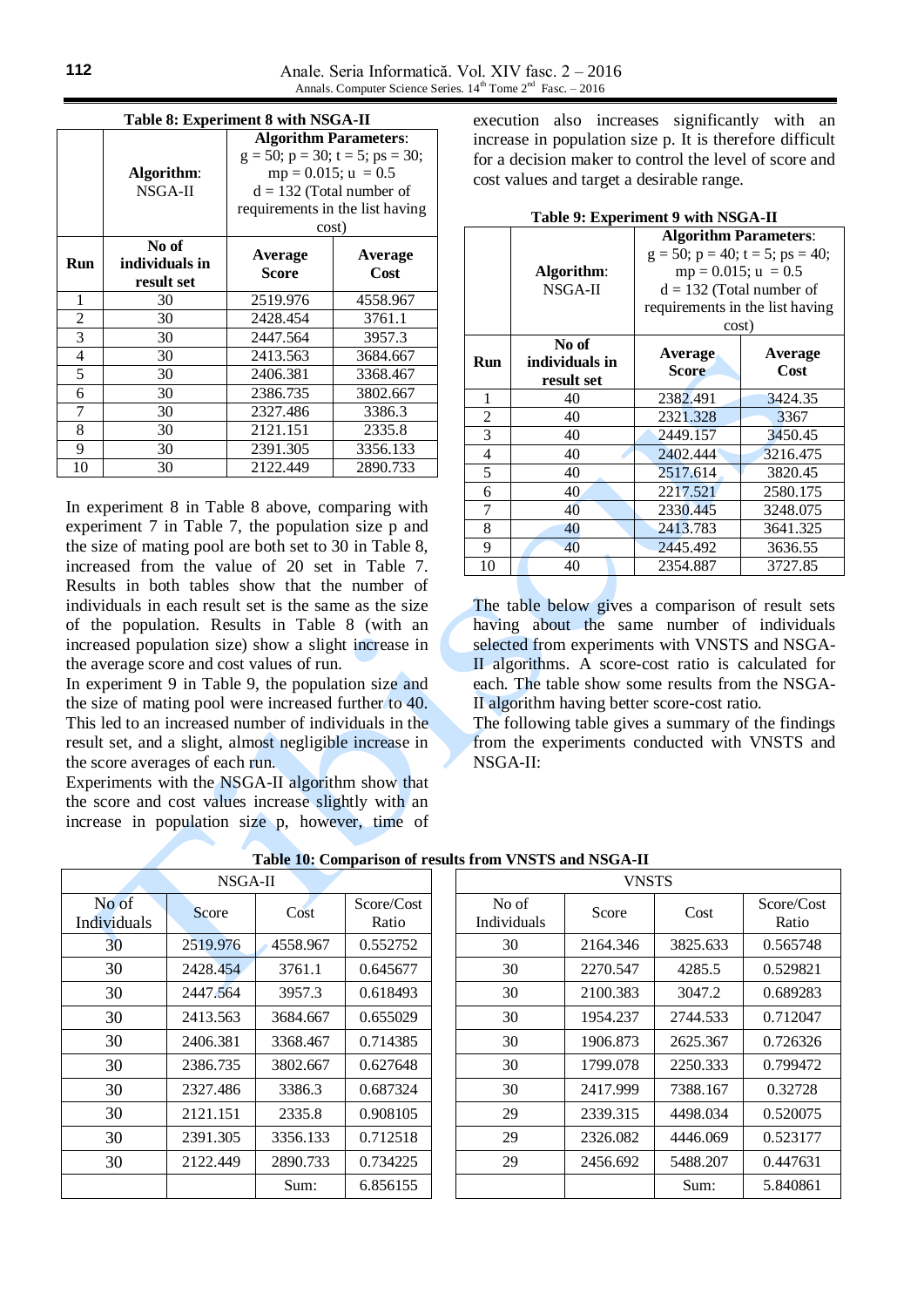**Table 8: Experiment 8 with NSGA-II**

| | **Algorithm**: NSGA-II | **Algorithm Parameters**: g = 50; p = 30; t = 5; ps = 30; mp = 0.015; u = 0.5 d = 132 (Total number of requirements in the list having cost) | |
|---|---|---|---|
| **Run** | **No of individuals in result set** | **Average Score** | **Average Cost** |
| 1 | 30 | 2519.976 | 4558.967 |
| 2 | 30 | 2428.454 | 3761.1 |
| 3 | 30 | 2447.564 | 3957.3 |
| 4 | 30 | 2413.563 | 3684.667 |
| 5 | 30 | 2406.381 | 3368.467 |
| 6 | 30 | 2386.735 | 3802.667 |
| 7 | 30 | 2327.486 | 3386.3 |
| 8 | 30 | 2121.151 | 2335.8 |
| 9 | 30 | 2391.305 | 3356.133 |
| 10 | 30 | 2122.449 | 2890.733 |

In experiment 8 in Table 8 above, comparing with experiment 7 in Table 7, the population size p and the size of mating pool are both set to 30 in Table 8, increased from the value of 20 set in Table 7. Results in both tables show that the number of individuals in each result set is the same as the size of the population. Results in Table 8 (with an increased population size) show a slight increase in the average score and cost values of run.

In experiment 9 in Table 9, the population size and the size of mating pool were increased further to 40. This led to an increased number of individuals in the result set, and a slight, almost negligible increase in the score averages of each run.

Experiments with the NSGA-II algorithm show that the score and cost values increase slightly with an increase in population size p, however, time of execution also increases significantly with an increase in population size p. It is therefore difficult for a decision maker to control the level of score and cost values and target a desirable range.

**Table 9: Experiment 9 with NSGA-II**

| | **Algorithm**: NSGA-II | **Algorithm Parameters**: g = 50; p = 40; t = 5; ps = 40; mp = 0.015; u = 0.5 d = 132 (Total number of requirements in the list having cost) | |
|---|---|---|---|
| **Run** | **No of individuals in result set** | **Average Score** | **Average Cost** |
| 1 | 40 | 2382.491 | 3424.35 |
| 2 | 40 | 2321.328 | 3367 |
| 3 | 40 | 2449.157 | 3450.45 |
| 4 | 40 | 2402.444 | 3216.475 |
| 5 | 40 | 2517.614 | 3820.45 |
| 6 | 40 | 2217.521 | 2580.175 |
| 7 | 40 | 2330.445 | 3248.075 |
| 8 | 40 | 2413.783 | 3641.325 |
| 9 | 40 | 2445.492 | 3636.55 |
| 10 | 40 | 2354.887 | 3727.85 |

The table below gives a comparison of result sets having about the same number of individuals selected from experiments with VNSTS and NSGA-II algorithms. A score-cost ratio is calculated for each. The table show some results from the NSGA-II algorithm having better score-cost ratio.

The following table gives a summary of the findings from the experiments conducted with VNSTS and NSGA-II:

**Table 10: Comparison of results from VNSTS and NSGA-II**

| NSGA-II | | | | VNSTS | | | |
|---|---|---|---|---|---|---|---|
| No of Individuals | Score | Cost | Score/Cost Ratio | No of Individuals | Score | Cost | Score/Cost Ratio |
| 30 | 2519.976 | 4558.967 | 0.552752 | 30 | 2164.346 | 3825.633 | 0.565748 |
| 30 | 2428.454 | 3761.1 | 0.645677 | 30 | 2270.547 | 4285.5 | 0.529821 |
| 30 | 2447.564 | 3957.3 | 0.618493 | 30 | 2100.383 | 3047.2 | 0.689283 |
| 30 | 2413.563 | 3684.667 | 0.655029 | 30 | 1954.237 | 2744.533 | 0.712047 |
| 30 | 2406.381 | 3368.467 | 0.714385 | 30 | 1906.873 | 2625.367 | 0.726326 |
| 30 | 2386.735 | 3802.667 | 0.627648 | 30 | 1799.078 | 2250.333 | 0.799472 |
| 30 | 2327.486 | 3386.3 | 0.687324 | 30 | 2417.999 | 7388.167 | 0.32728 |
| 30 | 2121.151 | 2335.8 | 0.908105 | 29 | 2339.315 | 4498.034 | 0.520075 |
| 30 | 2391.305 | 3356.133 | 0.712518 | 29 | 2326.082 | 4446.069 | 0.523177 |
| 30 | 2122.449 | 2890.733 | 0.734225 | 29 | 2456.692 | 5488.207 | 0.447631 |
| | | Sum: | 6.856155 | | | Sum: | 5.840861 |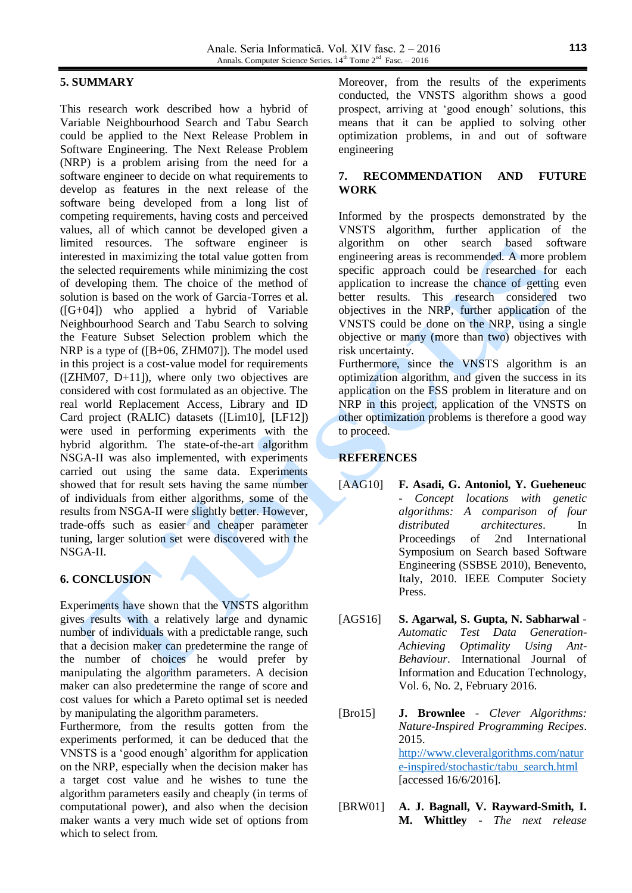## 5. SUMMARY

This research work described how a hybrid of Variable Neighbourhood Search and Tabu Search could be applied to the Next Release Problem in Software Engineering. The Next Release Problem (NRP) is a problem arising from the need for a software engineer to decide on what requirements to develop as features in the next release of the software being developed from a long list of competing requirements, having costs and perceived values, all of which cannot be developed given a limited resources. The software engineer is interested in maximizing the total value gotten from the selected requirements while minimizing the cost of developing them. The choice of the method of solution is based on the work of Garcia-Torres et al. ([G+04]) who applied a hybrid of Variable Neighbourhood Search and Tabu Search to solving the Feature Subset Selection problem which the NRP is a type of ([B+06, ZHM07]). The model used in this project is a cost-value model for requirements ([ZHM07, D+11]), where only two objectives are considered with cost formulated as an objective. The real world Replacement Access, Library and ID Card project (RALIC) datasets ([Lim10], [LF12]) were used in performing experiments with the hybrid algorithm. The state-of-the-art algorithm NSGA-II was also implemented, with experiments carried out using the same data. Experiments showed that for result sets having the same number of individuals from either algorithms, some of the results from NSGA-II were slightly better. However, trade-offs such as easier and cheaper parameter tuning, larger solution set were discovered with the NSGA-II.

## 6. CONCLUSION

Experiments have shown that the VNSTS algorithm gives results with a relatively large and dynamic number of individuals with a predictable range, such that a decision maker can predetermine the range of the number of choices he would prefer by manipulating the algorithm parameters. A decision maker can also predetermine the range of score and cost values for which a Pareto optimal set is needed by manipulating the algorithm parameters.

Furthermore, from the results gotten from the experiments performed, it can be deduced that the VNSTS is a 'good enough' algorithm for application on the NRP, especially when the decision maker has a target cost value and he wishes to tune the algorithm parameters easily and cheaply (in terms of computational power), and also when the decision maker wants a very much wide set of options from which to select from.

Moreover, from the results of the experiments conducted, the VNSTS algorithm shows a good prospect, arriving at 'good enough' solutions, this means that it can be applied to solving other optimization problems, in and out of software engineering

## 7. RECOMMENDATION AND FUTURE WORK

Informed by the prospects demonstrated by the VNSTS algorithm, further application of the algorithm on other search based software engineering areas is recommended. A more problem specific approach could be researched for each application to increase the chance of getting even better results. This research considered two objectives in the NRP, further application of the VNSTS could be done on the NRP, using a single objective or many (more than two) objectives with risk uncertainty.

Furthermore, since the VNSTS algorithm is an optimization algorithm, and given the success in its application on the FSS problem in literature and on NRP in this project, application of the VNSTS on other optimization problems is therefore a good way to proceed.

## REFERENCES

[AAG10] **F. Asadi, G. Antoniol, Y. Gueheneuc** - *Concept locations with genetic algorithms: A comparison of four distributed architectures*. In Proceedings of 2nd International Symposium on Search based Software Engineering (SSBSE 2010), Benevento, Italy, 2010. IEEE Computer Society Press.

[AGS16] **S. Agarwal, S. Gupta, N. Sabharwal** - *Automatic Test Data Generation-Achieving Optimality Using Ant-Behaviour*. International Journal of Information and Education Technology, Vol. 6, No. 2, February 2016.

[Bro15] **J. Brownlee** - *Clever Algorithms: Nature-Inspired Programming Recipes*. 2015. http://www.cleveralgorithms.com/nature-inspired/stochastic/tabu_search.html [accessed 16/6/2016].

[BRW01] **A. J. Bagnall, V. Rayward-Smith, I. M. Whittley** - *The next release*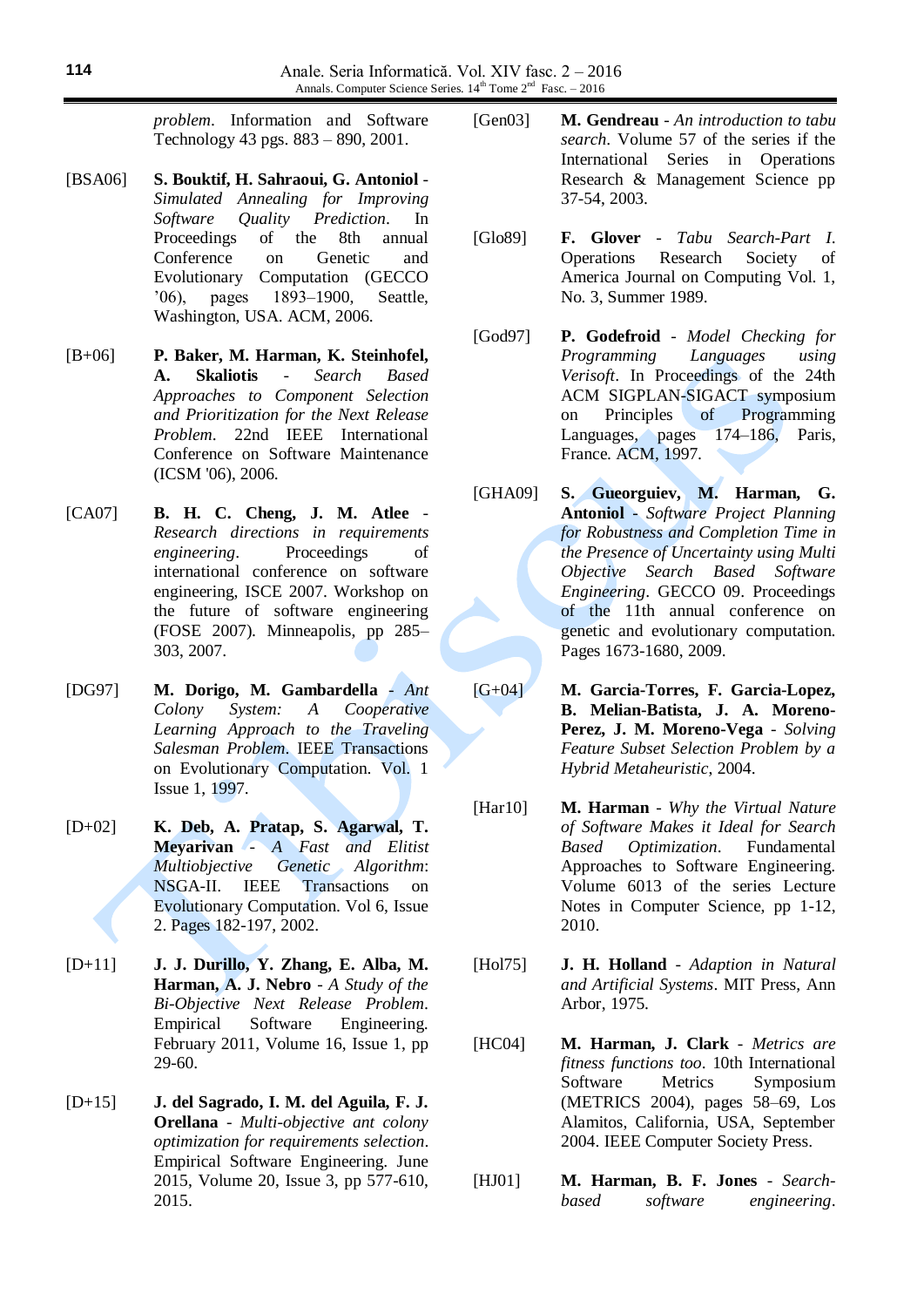*problem*. Information and Software Technology 43 pgs. 883 – 890, 2001.

[BSA06] **S. Bouktif, H. Sahraoui, G. Antoniol** - *Simulated Annealing for Improving Software Quality Prediction*. In Proceedings of the 8th annual Conference on Genetic and Evolutionary Computation (GECCO '06), pages 1893–1900, Seattle, Washington, USA. ACM, 2006.

[B+06] **P. Baker, M. Harman, K. Steinhofel, A. Skaliotis** - *Search Based Approaches to Component Selection and Prioritization for the Next Release Problem*. 22nd IEEE International Conference on Software Maintenance (ICSM '06), 2006.

[CA07] **B. H. C. Cheng, J. M. Atlee** - *Research directions in requirements engineering*. Proceedings of international conference on software engineering, ISCE 2007. Workshop on the future of software engineering (FOSE 2007). Minneapolis, pp 285–303, 2007.

[DG97] **M. Dorigo, M. Gambardella** - *Ant Colony System: A Cooperative Learning Approach to the Traveling Salesman Problem*. IEEE Transactions on Evolutionary Computation. Vol. 1 Issue 1, 1997.

[D+02] **K. Deb, A. Pratap, S. Agarwal, T. Meyarivan** - *A Fast and Elitist Multiobjective Genetic Algorithm*: NSGA-II. IEEE Transactions on Evolutionary Computation. Vol 6, Issue 2. Pages 182-197, 2002.

[D+11] **J. J. Durillo, Y. Zhang, E. Alba, M. Harman, A. J. Nebro** - *A Study of the Bi-Objective Next Release Problem*. Empirical Software Engineering. February 2011, Volume 16, Issue 1, pp 29-60.

[D+15] **J. del Sagrado, I. M. del Aguila, F. J. Orellana** - *Multi-objective ant colony optimization for requirements selection*. Empirical Software Engineering. June 2015, Volume 20, Issue 3, pp 577-610, 2015.

[Gen03] **M. Gendreau** - *An introduction to tabu search*. Volume 57 of the series if the International Series in Operations Research & Management Science pp 37-54, 2003.

[Glo89] **F. Glover** - *Tabu Search-Part I*. Operations Research Society of America Journal on Computing Vol. 1, No. 3, Summer 1989.

[God97] **P. Godefroid** - *Model Checking for Programming Languages using Verisoft*. In Proceedings of the 24th ACM SIGPLAN-SIGACT symposium on Principles of Programming Languages, pages 174–186, Paris, France. ACM, 1997.

[GHA09] **S. Gueorguiev, M. Harman, G. Antoniol** - *Software Project Planning for Robustness and Completion Time in the Presence of Uncertainty using Multi Objective Search Based Software Engineering*. GECCO 09. Proceedings of the 11th annual conference on genetic and evolutionary computation. Pages 1673-1680, 2009.

[G+04] **M. Garcia-Torres, F. Garcia-Lopez, B. Melian-Batista, J. A. Moreno-Perez, J. M. Moreno-Vega** - *Solving Feature Subset Selection Problem by a Hybrid Metaheuristic*, 2004.

[Har10] **M. Harman** - *Why the Virtual Nature of Software Makes it Ideal for Search Based Optimization*. Fundamental Approaches to Software Engineering. Volume 6013 of the series Lecture Notes in Computer Science, pp 1-12, 2010.

[Hol75] **J. H. Holland** - *Adaption in Natural and Artificial Systems*. MIT Press, Ann Arbor, 1975.

[HC04] **M. Harman, J. Clark** - *Metrics are fitness functions too*. 10th International Software Metrics Symposium (METRICS 2004), pages 58–69, Los Alamitos, California, USA, September 2004. IEEE Computer Society Press.

[HJ01] **M. Harman, B. F. Jones** - *Search-based software engineering*.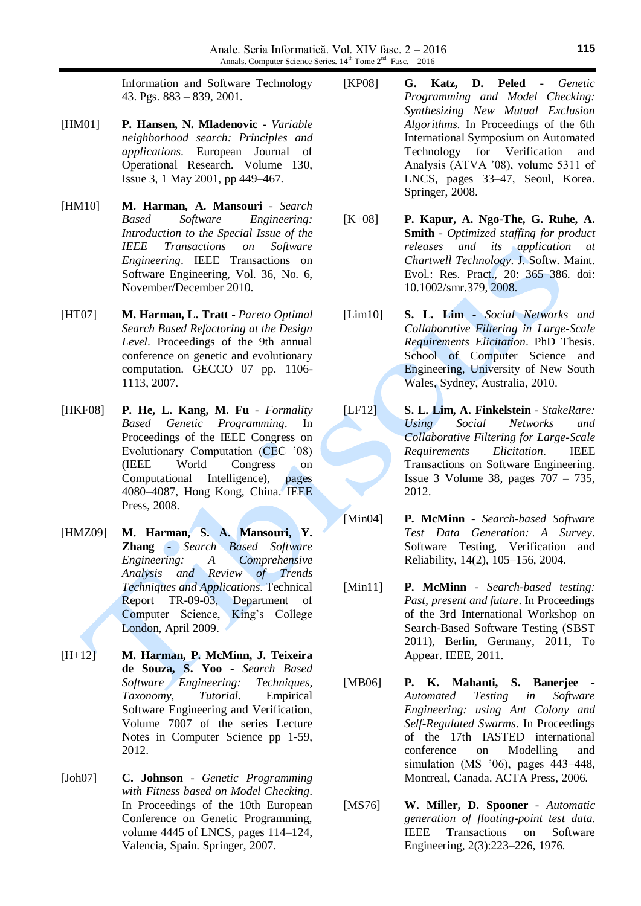Information and Software Technology 43. Pgs. 883 – 839, 2001.

[HM01] **P. Hansen, N. Mladenovic** - *Variable neighborhood search: Principles and applications*. European Journal of Operational Research. Volume 130, Issue 3, 1 May 2001, pp 449–467.

[HM10] **M. Harman, A. Mansouri** - *Search Based Software Engineering: Introduction to the Special Issue of the IEEE Transactions on Software Engineering*. IEEE Transactions on Software Engineering, Vol. 36, No. 6, November/December 2010.

[HT07] **M. Harman, L. Tratt** - *Pareto Optimal Search Based Refactoring at the Design Level*. Proceedings of the 9th annual conference on genetic and evolutionary computation. GECCO 07 pp. 1106-1113, 2007.

[HKF08] **P. He, L. Kang, M. Fu** - *Formality Based Genetic Programming*. In Proceedings of the IEEE Congress on Evolutionary Computation (CEC '08) (IEEE World Congress on Computational Intelligence), pages 4080–4087, Hong Kong, China. IEEE Press, 2008.

[HMZ09] **M. Harman, S. A. Mansouri, Y. Zhang** - *Search Based Software Engineering: A Comprehensive Analysis and Review of Trends Techniques and Applications*. Technical Report TR-09-03, Department of Computer Science, King's College London, April 2009.

[H+12] **M. Harman, P. McMinn, J. Teixeira de Souza, S. Yoo** - *Search Based Software Engineering: Techniques, Taxonomy, Tutorial*. Empirical Software Engineering and Verification, Volume 7007 of the series Lecture Notes in Computer Science pp 1-59, 2012.

[Joh07] **C. Johnson** - *Genetic Programming with Fitness based on Model Checking*. In Proceedings of the 10th European Conference on Genetic Programming, volume 4445 of LNCS, pages 114–124, Valencia, Spain. Springer, 2007.

[KP08] **G. Katz, D. Peled** - *Genetic Programming and Model Checking: Synthesizing New Mutual Exclusion Algorithms*. In Proceedings of the 6th International Symposium on Automated Technology for Verification and Analysis (ATVA '08), volume 5311 of LNCS, pages 33–47, Seoul, Korea. Springer, 2008.

[K+08] **P. Kapur, A. Ngo-The, G. Ruhe, A. Smith** - *Optimized staffing for product releases and its application at Chartwell Technology*. J. Softw. Maint. Evol.: Res. Pract., 20: 365–386. doi: 10.1002/smr.379, 2008.

[Lim10] **S. L. Lim** - *Social Networks and Collaborative Filtering in Large-Scale Requirements Elicitation*. PhD Thesis. School of Computer Science and Engineering, University of New South Wales, Sydney, Australia, 2010.

[LF12] **S. L. Lim, A. Finkelstein** - *StakeRare: Using Social Networks and Collaborative Filtering for Large-Scale Requirements Elicitation*. IEEE Transactions on Software Engineering. Issue 3 Volume 38, pages 707 – 735, 2012.

[Min04] **P. McMinn** - *Search-based Software Test Data Generation: A Survey*. Software Testing, Verification and Reliability, 14(2), 105–156, 2004.

[Min11] **P. McMinn** - *Search-based testing: Past, present and future*. In Proceedings of the 3rd International Workshop on Search-Based Software Testing (SBST 2011), Berlin, Germany, 2011, To Appear. IEEE, 2011.

[MB06] **P. K. Mahanti, S. Banerjee** - *Automated Testing in Software Engineering: using Ant Colony and Self-Regulated Swarms*. In Proceedings of the 17th IASTED international conference on Modelling and simulation (MS '06), pages 443–448, Montreal, Canada. ACTA Press, 2006.

[MS76] **W. Miller, D. Spooner** - *Automatic generation of floating-point test data*. IEEE Transactions on Software Engineering, 2(3):223–226, 1976.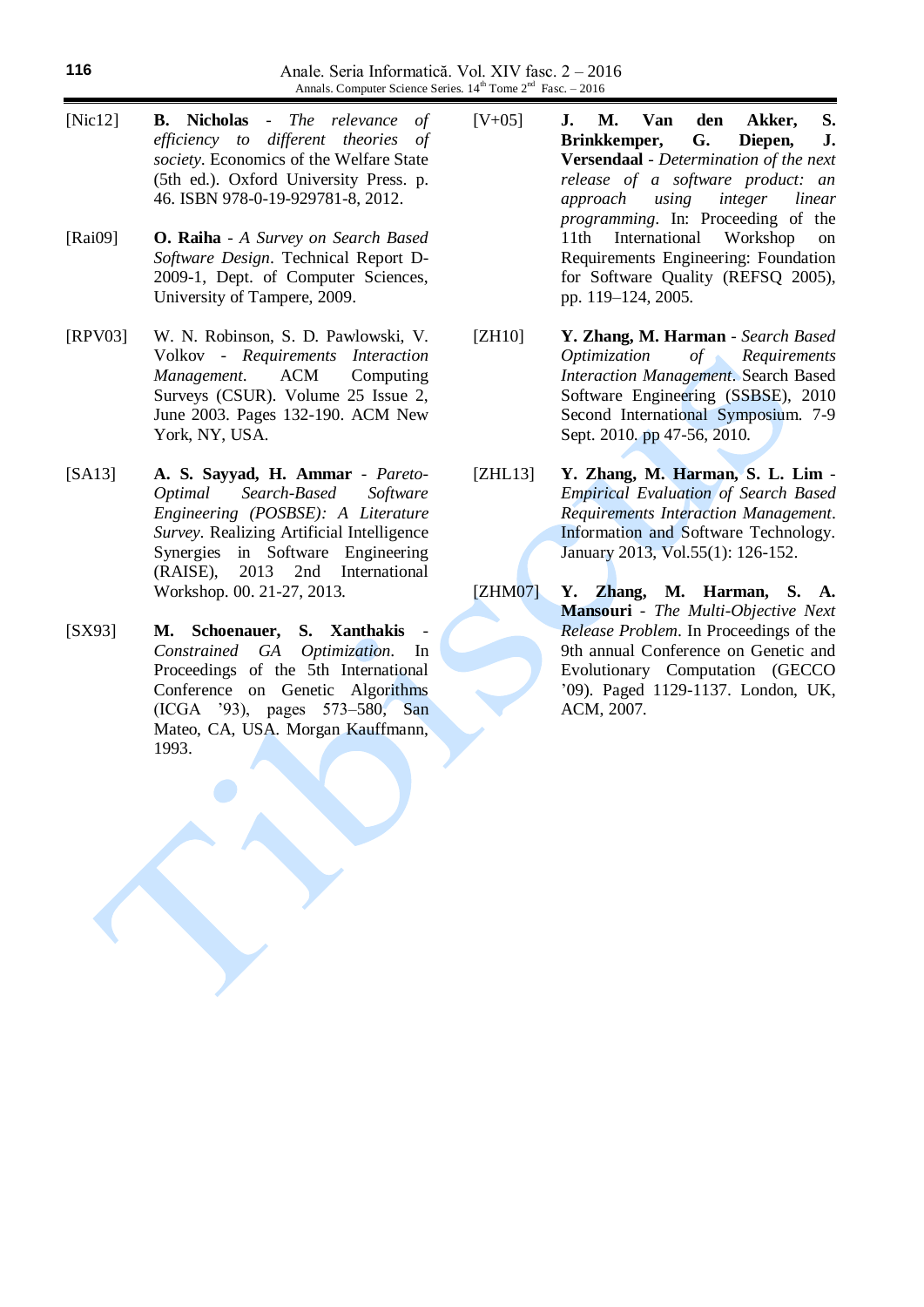[Nic12] **B. Nicholas** - *The relevance of efficiency to different theories of society*. Economics of the Welfare State (5th ed.). Oxford University Press. p. 46. ISBN 978-0-19-929781-8, 2012.

[Rai09] **O. Raiha** - *A Survey on Search Based Software Design*. Technical Report D-2009-1, Dept. of Computer Sciences, University of Tampere, 2009.

[RPV03] W. N. Robinson, S. D. Pawlowski, V. Volkov - *Requirements Interaction Management*. ACM Computing Surveys (CSUR). Volume 25 Issue 2, June 2003. Pages 132-190. ACM New York, NY, USA.

[SA13] **A. S. Sayyad, H. Ammar** - *Pareto-Optimal Search-Based Software Engineering (POSBSE): A Literature Survey*. Realizing Artificial Intelligence Synergies in Software Engineering (RAISE), 2013 2nd International Workshop. 00. 21-27, 2013.

[SX93] **M. Schoenauer, S. Xanthakis** - *Constrained GA Optimization*. In Proceedings of the 5th International Conference on Genetic Algorithms (ICGA '93), pages 573–580, San Mateo, CA, USA. Morgan Kauffmann, 1993.

[V+05] **J. M. Van den Akker, S. Brinkkemper, G. Diepen, J. Versendaal** - *Determination of the next release of a software product: an approach using integer linear programming*. In: Proceeding of the 11th International Workshop on Requirements Engineering: Foundation for Software Quality (REFSQ 2005), pp. 119–124, 2005.

[ZH10] **Y. Zhang, M. Harman** - *Search Based Optimization of Requirements Interaction Management*. Search Based Software Engineering (SSBSE), 2010 Second International Symposium. 7-9 Sept. 2010. pp 47-56, 2010.

[ZHL13] **Y. Zhang, M. Harman, S. L. Lim** - *Empirical Evaluation of Search Based Requirements Interaction Management*. Information and Software Technology. January 2013, Vol.55(1): 126-152.

[ZHM07] **Y. Zhang, M. Harman, S. A. Mansouri** - *The Multi-Objective Next Release Problem*. In Proceedings of the 9th annual Conference on Genetic and Evolutionary Computation (GECCO '09). Paged 1129-1137. London, UK, ACM, 2007.